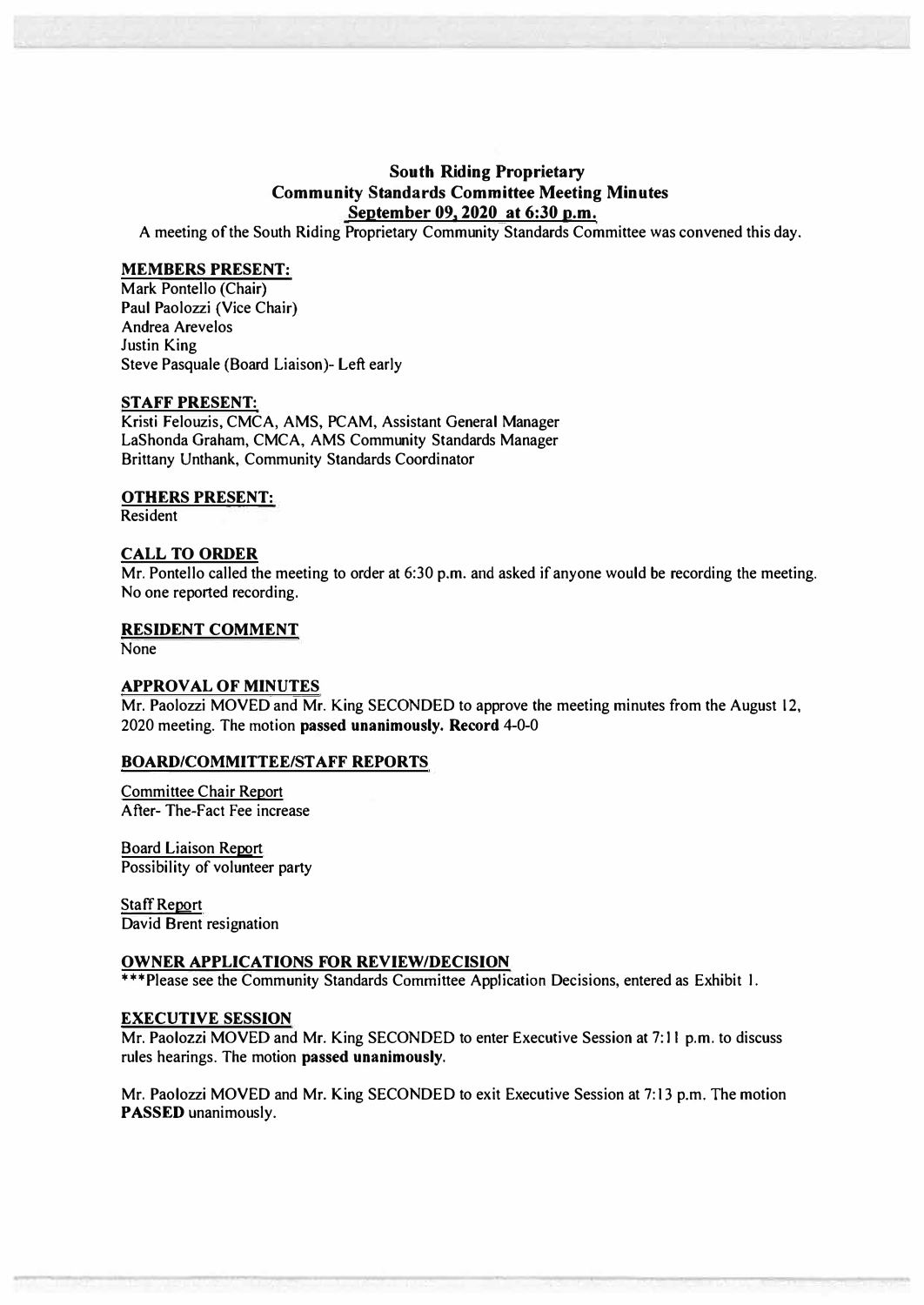# South Riding Proprietary
# Community Standards Committee Meeting Minutes
## September 09, 2020 at 6:30 p.m.

A meeting of the South Riding Proprietary Community Standards Committee was convened this day.

### MEMBERS PRESENT:

Mark Pontello (Chair)
Paul Paolozzi (Vice Chair)
Andrea Arevelos
Justin King
Steve Pasquale (Board Liaison)- Left early

### STAFF PRESENT:

Kristi Felouzis, CMCA, AMS, PCAM, Assistant General Manager
LaShonda Graham, CMCA, AMS Community Standards Manager
Brittany Unthank, Community Standards Coordinator

### OTHERS PRESENT:

Resident

### CALL TO ORDER

Mr. Pontello called the meeting to order at 6:30 p.m. and asked if anyone would be recording the meeting. No one reported recording.

### RESIDENT COMMENT

None

### APPROVAL OF MINUTES

Mr. Paolozzi MOVED and Mr. King SECONDED to approve the meeting minutes from the August 12, 2020 meeting. The motion **passed unanimously. Record** 4-0-0

### BOARD/COMMITTEE/STAFF REPORTS

Committee Chair Report
After- The-Fact Fee increase

Board Liaison Report
Possibility of volunteer party

Staff Report
David Brent resignation

### OWNER APPLICATIONS FOR REVIEW/DECISION

***Please see the Community Standards Committee Application Decisions, entered as Exhibit 1.

### EXECUTIVE SESSION

Mr. Paolozzi MOVED and Mr. King SECONDED to enter Executive Session at 7:11 p.m. to discuss rules hearings. The motion **passed unanimously**.

Mr. Paolozzi MOVED and Mr. King SECONDED to exit Executive Session at 7:13 p.m. The motion **PASSED** unanimously.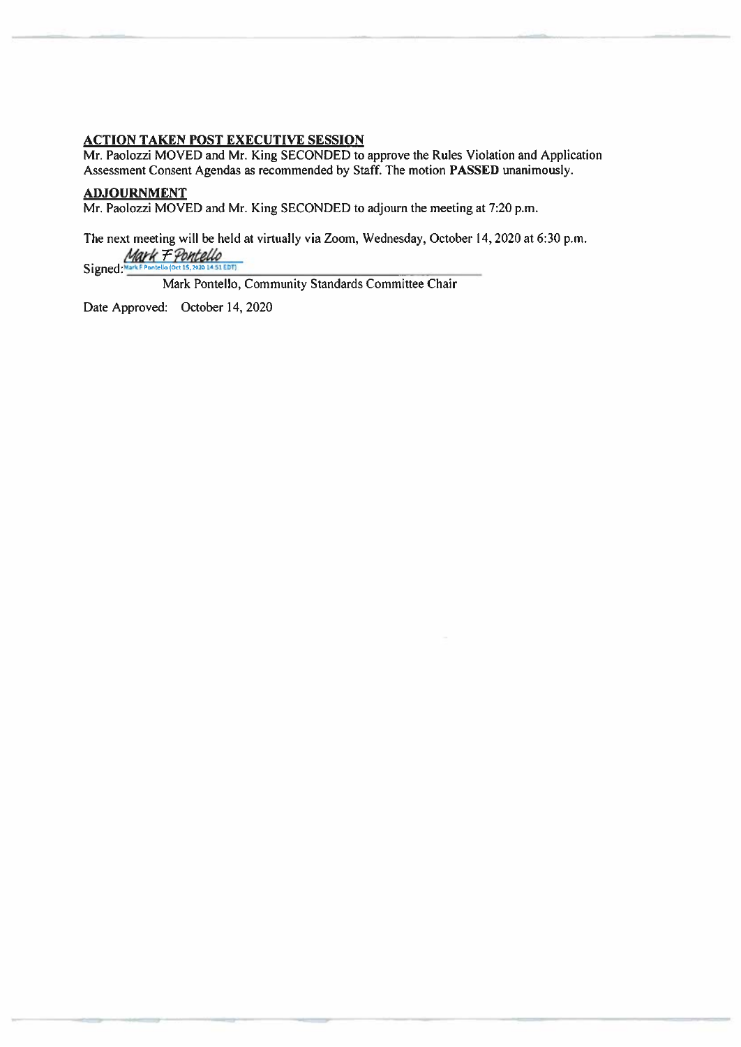**ACTION TAKEN POST EXECUTIVE SESSION**

Mr. Paolozzi MOVED and Mr. King SECONDED to approve the Rules Violation and Application Assessment Consent Agendas as recommended by Staff. The motion **PASSED** unanimously.

**ADJOURNMENT**

Mr. Paolozzi MOVED and Mr. King SECONDED to adjourn the meeting at 7:20 p.m.

The next meeting will be held at virtually via Zoom, Wednesday, October 14, 2020 at 6:30 p.m.

Signed: *Mark F Pontello* Mark F Pontello (Oct 15, 2020 14:51 EDT)

Mark Pontello, Community Standards Committee Chair

Date Approved: October 14, 2020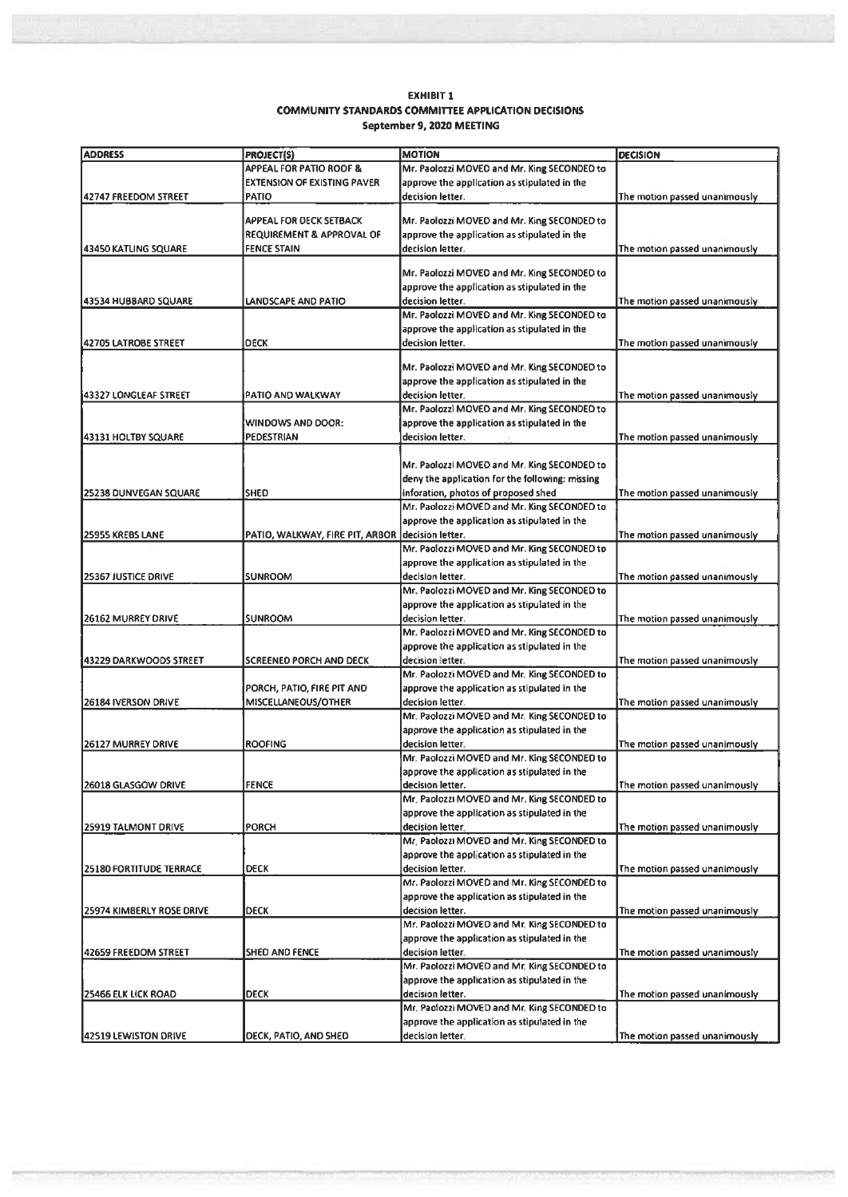**EXHIBIT 1**
**COMMUNITY STANDARDS COMMITTEE APPLICATION DECISIONS**
**September 9, 2020 MEETING**

| ADDRESS | PROJECT(S) | MOTION | DECISION |
|---|---|---|---|
| 42747 FREEDOM STREET | APPEAL FOR PATIO ROOF & EXTENSION OF EXISTING PAVER PATIO | Mr. Paolozzi MOVED and Mr. King SECONDED to approve the application as stipulated in the decision letter. | The motion passed unanimously |
| 43450 KATLING SQUARE | APPEAL FOR DECK SETBACK REQUIREMENT & APPROVAL OF FENCE STAIN | Mr. Paolozzi MOVED and Mr. King SECONDED to approve the application as stipulated in the decision letter. | The motion passed unanimously |
| 43534 HUBBARD SQUARE | LANDSCAPE AND PATIO | Mr. Paolozzi MOVED and Mr. King SECONDED to approve the application as stipulated in the decision letter. | The motion passed unanimously |
| 42705 LATROBE STREET | DECK | Mr. Paolozzi MOVED and Mr. King SECONDED to approve the application as stipulated in the decision letter. | The motion passed unanimously |
| 43327 LONGLEAF STREET | PATIO AND WALKWAY | Mr. Paolozzi MOVED and Mr. King SECONDED to approve the application as stipulated in the decision letter. | The motion passed unanimously |
| 43131 HOLTBY SQUARE | WINDOWS AND DOOR: PEDESTRIAN | Mr. Paolozzi MOVED and Mr. King SECONDED to approve the application as stipulated in the decision letter. | The motion passed unanimously |
| 25238 DUNVEGAN SQUARE | SHED | Mr. Paolozzi MOVED and Mr. King SECONDED to deny the application for the following: missing inforation, photos of proposed shed | The motion passed unanimously |
| 25955 KREBS LANE | PATIO, WALKWAY, FIRE PIT, ARBOR | Mr. Paolozzi MOVED and Mr. King SECONDED to approve the application as stipulated in the decision letter. | The motion passed unanimously |
| 25367 JUSTICE DRIVE | SUNROOM | Mr. Paolozzi MOVED and Mr. King SECONDED to approve the application as stipulated in the decision letter. | The motion passed unanimously |
| 26162 MURREY DRIVE | SUNROOM | Mr. Paolozzi MOVED and Mr. King SECONDED to approve the application as stipulated in the decision letter. | The motion passed unanimously |
| 43229 DARKWOODS STREET | SCREENED PORCH AND DECK | Mr. Paolozzi MOVED and Mr. King SECONDED to approve the application as stipulated in the decision letter. | The motion passed unanimously |
| 26184 IVERSON DRIVE | PORCH, PATIO, FIRE PIT AND MISCELLANEOUS/OTHER | Mr. Paolozzi MOVED and Mr. King SECONDED to approve the application as stipulated in the decision letter. | The motion passed unanimously |
| 26127 MURREY DRIVE | ROOFING | Mr. Paolozzi MOVED and Mr. King SECONDED to approve the application as stipulated in the decision letter. | The motion passed unanimously |
| 26018 GLASGOW DRIVE | FENCE | Mr. Paolozzi MOVED and Mr. King SECONDED to approve the application as stipulated in the decision letter. | The motion passed unanimously |
| 25919 TALMONT DRIVE | PORCH | Mr. Paolozzi MOVED and Mr. King SECONDED to approve the application as stipulated in the decision letter. | The motion passed unanimously |
| 25180 FORTITUDE TERRACE | DECK | Mr. Paolozzi MOVED and Mr. King SECONDED to approve the application as stipulated in the decision letter. | The motion passed unanimously |
| 25974 KIMBERLY ROSE DRIVE | DECK | Mr. Paolozzi MOVED and Mr. King SECONDED to approve the application as stipulated in the decision letter. | The motion passed unanimously |
| 42659 FREEDOM STREET | SHED AND FENCE | Mr. Paolozzi MOVED and Mr. King SECONDED to approve the application as stipulated in the decision letter. | The motion passed unanimously |
| 25466 ELK LICK ROAD | DECK | Mr. Paolozzi MOVED and Mr. King SECONDED to approve the application as stipulated in the decision letter. | The motion passed unanimously |
| 42519 LEWISTON DRIVE | DECK, PATIO, AND SHED | Mr. Paolozzi MOVED and Mr. King SECONDED to approve the application as stipulated in the decision letter. | The motion passed unanimously |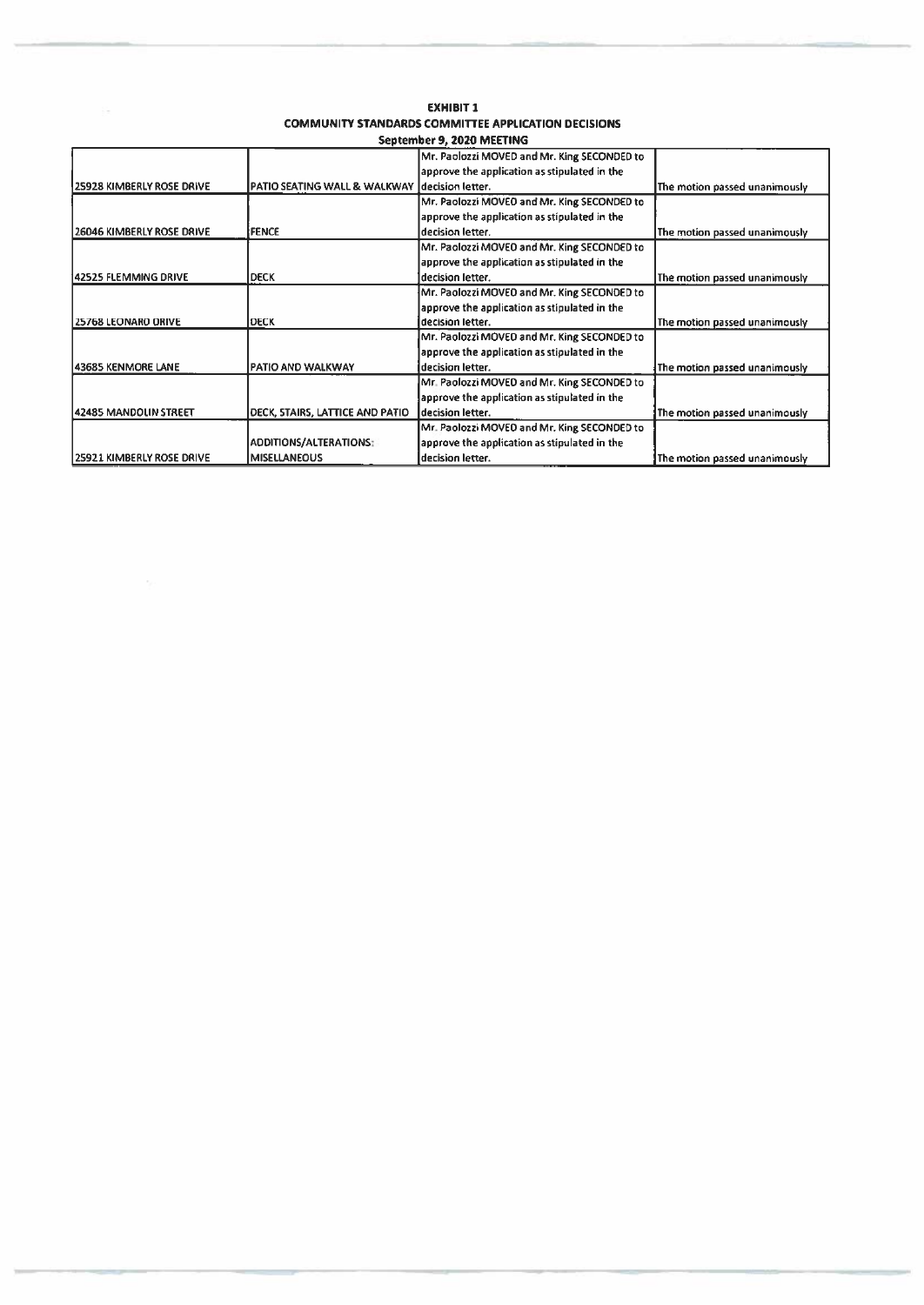**EXHIBIT 1**
**COMMUNITY STANDARDS COMMITTEE APPLICATION DECISIONS**
**September 9, 2020 MEETING**

| | | | |
|---|---|---|---|
| 25928 KIMBERLY ROSE DRIVE | PATIO SEATING WALL & WALKWAY | Mr. Paolozzi MOVED and Mr. King SECONDED to approve the application as stipulated in the decision letter. | The motion passed unanimously |
| 26046 KIMBERLY ROSE DRIVE | FENCE | Mr. Paolozzi MOVED and Mr. King SECONDED to approve the application as stipulated in the decision letter. | The motion passed unanimously |
| 42525 FLEMMING DRIVE | DECK | Mr. Paolozzi MOVED and Mr. King SECONDED to approve the application as stipulated in the decision letter. | The motion passed unanimously |
| 25768 LEONARD DRIVE | DECK | Mr. Paolozzi MOVED and Mr. King SECONDED to approve the application as stipulated in the decision letter. | The motion passed unanimously |
| 43685 KENMORE LANE | PATIO AND WALKWAY | Mr. Paolozzi MOVED and Mr. King SECONDED to approve the application as stipulated in the decision letter. | The motion passed unanimously |
| 42485 MANDOLIN STREET | DECK, STAIRS, LATTICE AND PATIO | Mr. Paolozzi MOVED and Mr. King SECONDED to approve the application as stipulated in the decision letter. | The motion passed unanimously |
| 25921 KIMBERLY ROSE DRIVE | ADDITIONS/ALTERATIONS: MISELLANEOUS | Mr. Paolozzi MOVED and Mr. King SECONDED to approve the application as stipulated in the decision letter. | The motion passed unanimously |